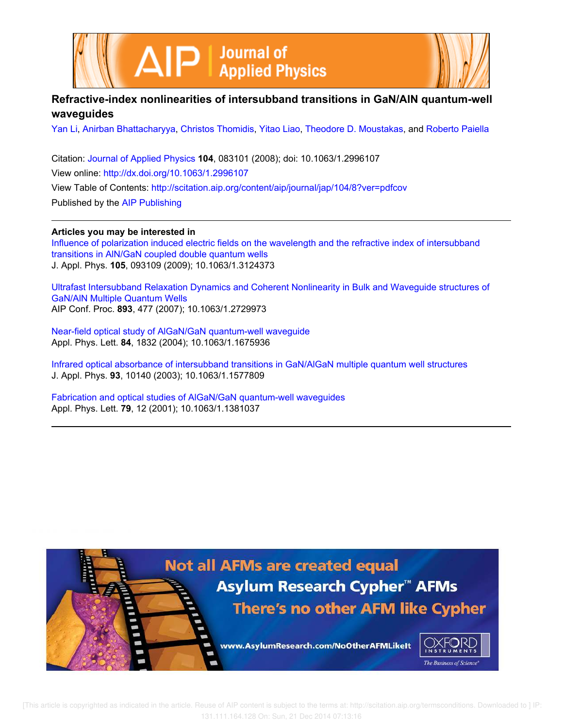# Refractive-index nonlinearities of intersubband transitions in GaN/AlN quantum-well waveguides

Yan Li, Anirban Bhattacharyya, Christos Thomidis, Yitao Liao, Theodore D. Moustakas, and Roberto Paiella

Citation: Journal of Applied Physics **104**, 083101 (2008); doi: 10.1063/1.2996107
View online: http://dx.doi.org/10.1063/1.2996107
View Table of Contents: http://scitation.aip.org/content/aip/journal/jap/104/8?ver=pdfcov
Published by the AIP Publishing

---

**Articles you may be interested in**

Influence of polarization induced electric fields on the wavelength and the refractive index of intersubband transitions in AlN/GaN coupled double quantum wells
J. Appl. Phys. **105**, 093109 (2009); 10.1063/1.3124373

Ultrafast Intersubband Relaxation Dynamics and Coherent Nonlinearity in Bulk and Waveguide structures of GaN/AlN Multiple Quantum Wells
AIP Conf. Proc. **893**, 477 (2007); 10.1063/1.2729973

Near-field optical study of AlGaN/GaN quantum-well waveguide
Appl. Phys. Lett. **84**, 1832 (2004); 10.1063/1.1675936

Infrared optical absorbance of intersubband transitions in GaN/AlGaN multiple quantum well structures
J. Appl. Phys. **93**, 10140 (2003); 10.1063/1.1577809

Fabrication and optical studies of AlGaN/GaN quantum-well waveguides
Appl. Phys. Lett. **79**, 12 (2001); 10.1063/1.1381037

---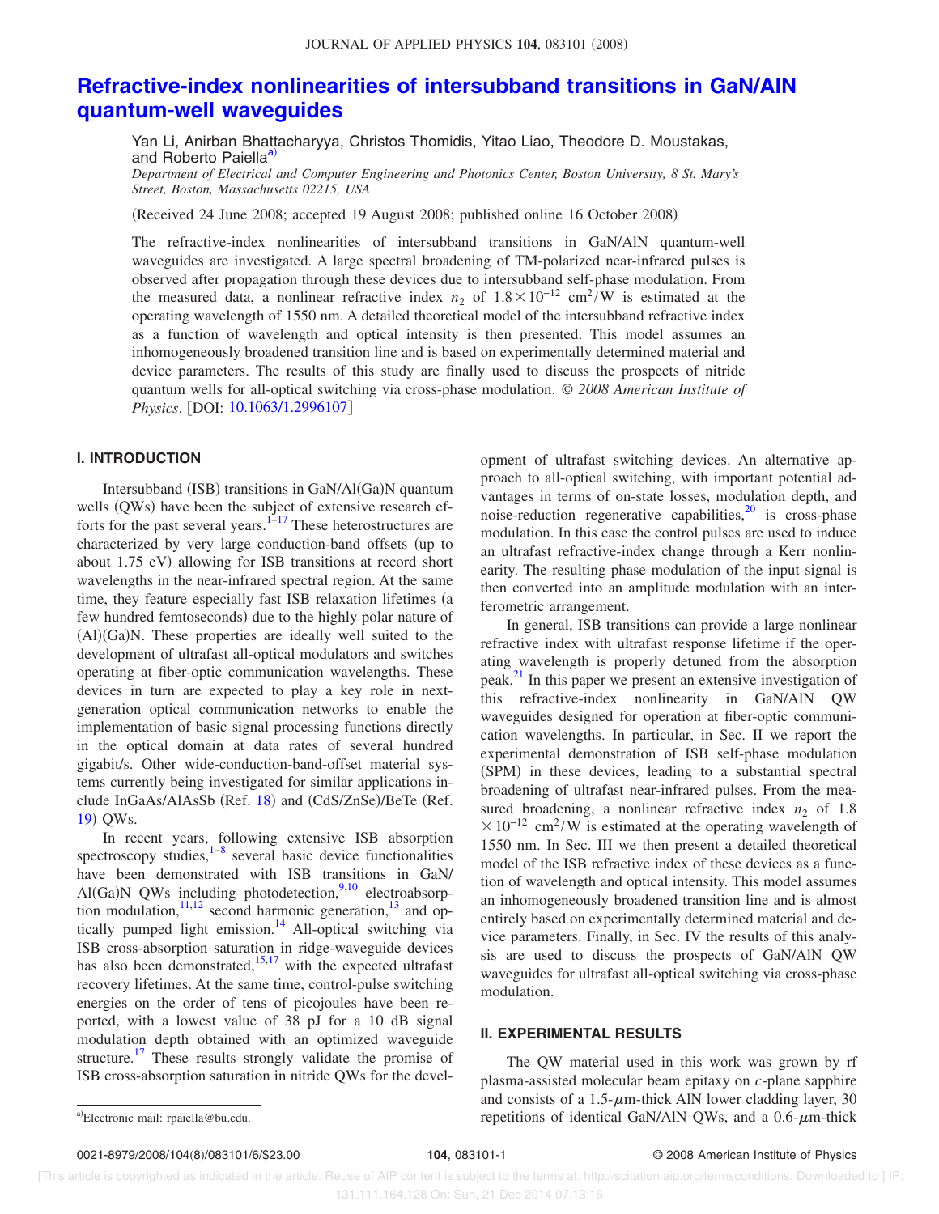# Refractive-index nonlinearities of intersubband transitions in GaN/AlN quantum-well waveguides

Yan Li, Anirban Bhattacharyya, Christos Thomidis, Yitao Liao, Theodore D. Moustakas, and Roberto Paiella[a)]

*Department of Electrical and Computer Engineering and Photonics Center, Boston University, 8 St. Mary's Street, Boston, Massachusetts 02215, USA*

(Received 24 June 2008; accepted 19 August 2008; published online 16 October 2008)

The refractive-index nonlinearities of intersubband transitions in GaN/AlN quantum-well waveguides are investigated. A large spectral broadening of TM-polarized near-infrared pulses is observed after propagation through these devices due to intersubband self-phase modulation. From the measured data, a nonlinear refractive index $n_2$ of $1.8\times10^{-12}$ cm$^2$/W is estimated at the operating wavelength of 1550 nm. A detailed theoretical model of the intersubband refractive index as a function of wavelength and optical intensity is then presented. This model assumes an inhomogeneously broadened transition line and is based on experimentally determined material and device parameters. The results of this study are finally used to discuss the prospects of nitride quantum wells for all-optical switching via cross-phase modulation. © *2008 American Institute of Physics*. [DOI: 10.1063/1.2996107]

## I. INTRODUCTION

Intersubband (ISB) transitions in GaN/Al(Ga)N quantum wells (QWs) have been the subject of extensive research efforts for the past several years.[1–17] These heterostructures are characterized by very large conduction-band offsets (up to about 1.75 eV) allowing for ISB transitions at record short wavelengths in the near-infrared spectral region. At the same time, they feature especially fast ISB relaxation lifetimes (a few hundred femtoseconds) due to the highly polar nature of (Al)(Ga)N. These properties are ideally well suited to the development of ultrafast all-optical modulators and switches operating at fiber-optic communication wavelengths. These devices in turn are expected to play a key role in next-generation optical communication networks to enable the implementation of basic signal processing functions directly in the optical domain at data rates of several hundred gigabit/s. Other wide-conduction-band-offset material systems currently being investigated for similar applications include InGaAs/AlAsSb (Ref. 18) and (CdS/ZnSe)/BeTe (Ref. 19) QWs.

In recent years, following extensive ISB absorption spectroscopy studies,[1–8] several basic device functionalities have been demonstrated with ISB transitions in GaN/Al(Ga)N QWs including photodetection,[9,10] electroabsorption modulation,[11,12] second harmonic generation,[13] and optically pumped light emission.[14] All-optical switching via ISB cross-absorption saturation in ridge-waveguide devices has also been demonstrated,[15,17] with the expected ultrafast recovery lifetimes. At the same time, control-pulse switching energies on the order of tens of picojoules have been reported, with a lowest value of 38 pJ for a 10 dB signal modulation depth obtained with an optimized waveguide structure.[17] These results strongly validate the promise of ISB cross-absorption saturation in nitride QWs for the development of ultrafast switching devices. An alternative approach to all-optical switching, with important potential advantages in terms of on-state losses, modulation depth, and noise-reduction regenerative capabilities,[20] is cross-phase modulation. In this case the control pulses are used to induce an ultrafast refractive-index change through a Kerr nonlinearity. The resulting phase modulation of the input signal is then converted into an amplitude modulation with an interferometric arrangement.

In general, ISB transitions can provide a large nonlinear refractive index with ultrafast response lifetime if the operating wavelength is properly detuned from the absorption peak.[21] In this paper we present an extensive investigation of this refractive-index nonlinearity in GaN/AlN QW waveguides designed for operation at fiber-optic communication wavelengths. In particular, in Sec. II we report the experimental demonstration of ISB self-phase modulation (SPM) in these devices, leading to a substantial spectral broadening of ultrafast near-infrared pulses. From the measured broadening, a nonlinear refractive index $n_2$ of $1.8\times10^{-12}$ cm$^2$/W is estimated at the operating wavelength of 1550 nm. In Sec. III we then present a detailed theoretical model of the ISB refractive index of these devices as a function of wavelength and optical intensity. This model assumes an inhomogeneously broadened transition line and is almost entirely based on experimentally determined material and device parameters. Finally, in Sec. IV the results of this analysis are used to discuss the prospects of GaN/AlN QW waveguides for ultrafast all-optical switching via cross-phase modulation.

## II. EXPERIMENTAL RESULTS

The QW material used in this work was grown by rf plasma-assisted molecular beam epitaxy on $c$-plane sapphire and consists of a 1.5-$\mu$m-thick AlN lower cladding layer, 30 repetitions of identical GaN/AlN QWs, and a 0.6-$\mu$m-thick

[a)]Electronic mail: rpaiella@bu.edu.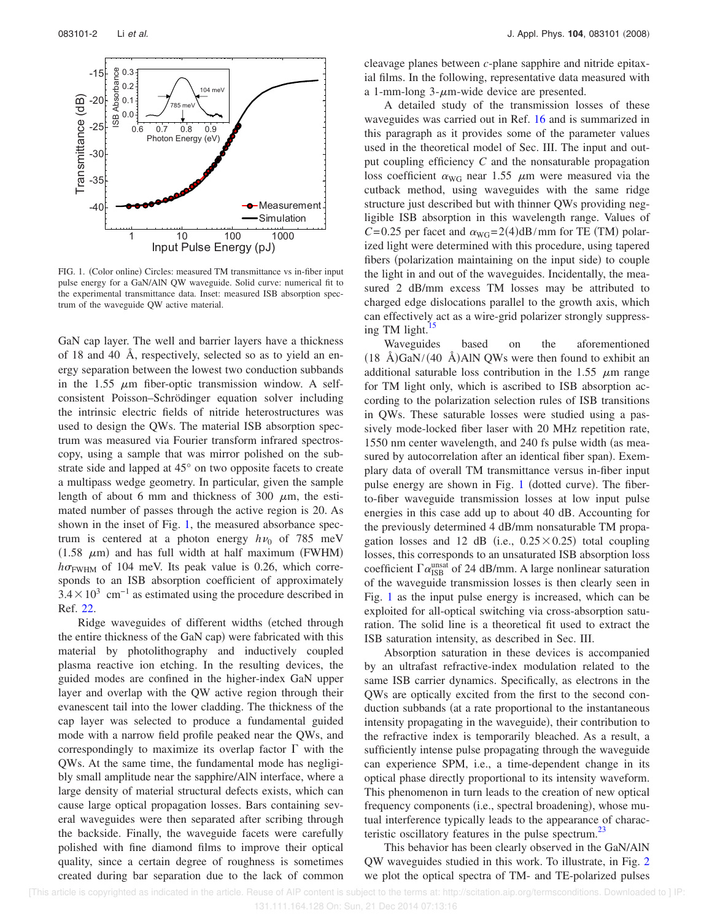FIG. 1. (Color online) Circles: measured TM transmittance vs in-fiber input pulse energy for a GaN/AlN QW waveguide. Solid curve: numerical fit to the experimental transmittance data. Inset: measured ISB absorption spectrum of the waveguide QW active material.

GaN cap layer. The well and barrier layers have a thickness of 18 and 40 Å, respectively, selected so as to yield an energy separation between the lowest two conduction subbands in the 1.55 $\mu$m fiber-optic transmission window. A self-consistent Poisson–Schrödinger equation solver including the intrinsic electric fields of nitride heterostructures was used to design the QWs. The material ISB absorption spectrum was measured via Fourier transform infrared spectroscopy, using a sample that was mirror polished on the substrate side and lapped at 45° on two opposite facets to create a multipass wedge geometry. In particular, given the sample length of about 6 mm and thickness of 300 $\mu$m, the estimated number of passes through the active region is 20. As shown in the inset of Fig. 1, the measured absorbance spectrum is centered at a photon energy $h\nu_0$ of 785 meV (1.58 $\mu$m) and has full width at half maximum (FWHM) $h\sigma_{\mathrm{FWHM}}$ of 104 meV. Its peak value is 0.26, which corresponds to an ISB absorption coefficient of approximately $3.4\times10^3$ cm$^{-1}$ as estimated using the procedure described in Ref. 22.

Ridge waveguides of different widths (etched through the entire thickness of the GaN cap) were fabricated with this material by photolithography and inductively coupled plasma reactive ion etching. In the resulting devices, the guided modes are confined in the higher-index GaN upper layer and overlap with the QW active region through their evanescent tail into the lower cladding. The thickness of the cap layer was selected to produce a fundamental guided mode with a narrow field profile peaked near the QWs, and correspondingly to maximize its overlap factor $\Gamma$ with the QWs. At the same time, the fundamental mode has negligibly small amplitude near the sapphire/AlN interface, where a large density of material structural defects exists, which can cause large optical propagation losses. Bars containing several waveguides were then separated after scribing through the backside. Finally, the waveguide facets were carefully polished with fine diamond films to improve their optical quality, since a certain degree of roughness is sometimes created during bar separation due to the lack of common cleavage planes between $c$-plane sapphire and nitride epitaxial films. In the following, representative data measured with a 1-mm-long 3-$\mu$m-wide device are presented.

A detailed study of the transmission losses of these waveguides was carried out in Ref. 16 and is summarized in this paragraph as it provides some of the parameter values used in the theoretical model of Sec. III. The input and output coupling efficiency $C$ and the nonsaturable propagation loss coefficient $\alpha_{\mathrm{WG}}$ near 1.55 $\mu$m were measured via the cutback method, using waveguides with the same ridge structure just described but with thinner QWs providing negligible ISB absorption in this wavelength range. Values of $C=0.25$ per facet and $\alpha_{\mathrm{WG}}=2(4)$dB/mm for TE (TM) polarized light were determined with this procedure, using tapered fibers (polarization maintaining on the input side) to couple the light in and out of the waveguides. Incidentally, the measured 2 dB/mm excess TM losses may be attributed to charged edge dislocations parallel to the growth axis, which can effectively act as a wire-grid polarizer strongly suppressing TM light.[15]

Waveguides based on the aforementioned (18 Å)GaN/(40 Å)AlN QWs were then found to exhibit an additional saturable loss contribution in the 1.55 $\mu$m range for TM light only, which is ascribed to ISB absorption according to the polarization selection rules of ISB transitions in QWs. These saturable losses were studied using a passively mode-locked fiber laser with 20 MHz repetition rate, 1550 nm center wavelength, and 240 fs pulse width (as measured by autocorrelation after an identical fiber span). Exemplary data of overall TM transmittance versus in-fiber input pulse energy are shown in Fig. 1 (dotted curve). The fiber-to-fiber waveguide transmission losses at low input pulse energies in this case add up to about 40 dB. Accounting for the previously determined 4 dB/mm nonsaturable TM propagation losses and 12 dB (i.e., $0.25\times0.25$) total coupling losses, this corresponds to an unsaturated ISB absorption loss coefficient $\Gamma\alpha_{\mathrm{ISB}}^{\mathrm{unsat}}$ of 24 dB/mm. A large nonlinear saturation of the waveguide transmission losses is then clearly seen in Fig. 1 as the input pulse energy is increased, which can be exploited for all-optical switching via cross-absorption saturation. The solid line is a theoretical fit used to extract the ISB saturation intensity, as described in Sec. III.

Absorption saturation in these devices is accompanied by an ultrafast refractive-index modulation related to the same ISB carrier dynamics. Specifically, as electrons in the QWs are optically excited from the first to the second conduction subbands (at a rate proportional to the instantaneous intensity propagating in the waveguide), their contribution to the refractive index is temporarily bleached. As a result, a sufficiently intense pulse propagating through the waveguide can experience SPM, i.e., a time-dependent change in its optical phase directly proportional to its intensity waveform. This phenomenon in turn leads to the creation of new optical frequency components (i.e., spectral broadening), whose mutual interference typically leads to the appearance of characteristic oscillatory features in the pulse spectrum.[23]

This behavior has been clearly observed in the GaN/AlN QW waveguides studied in this work. To illustrate, in Fig. 2 we plot the optical spectra of TM- and TE-polarized pulses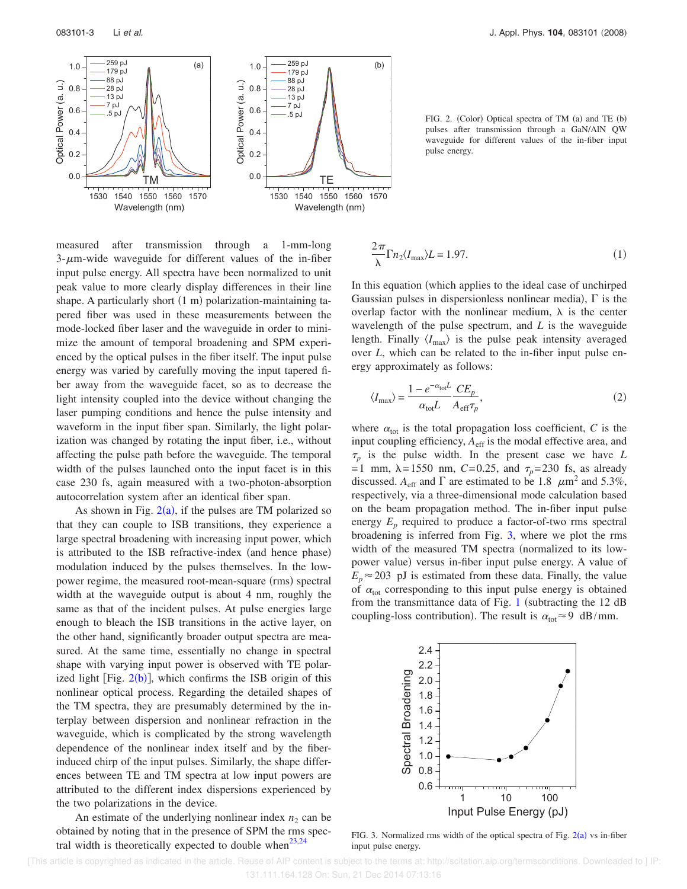FIG. 2. (Color) Optical spectra of TM (a) and TE (b) pulses after transmission through a GaN/AlN QW waveguide for different values of the in-fiber input pulse energy.

measured after transmission through a 1-mm-long 3-$\mu$m-wide waveguide for different values of the in-fiber input pulse energy. All spectra have been normalized to unit peak value to more clearly display differences in their line shape. A particularly short (1 m) polarization-maintaining tapered fiber was used in these measurements between the mode-locked fiber laser and the waveguide in order to minimize the amount of temporal broadening and SPM experienced by the optical pulses in the fiber itself. The input pulse energy was varied by carefully moving the input tapered fiber away from the waveguide facet, so as to decrease the light intensity coupled into the device without changing the laser pumping conditions and hence the pulse intensity and waveform in the input fiber span. Similarly, the light polarization was changed by rotating the input fiber, i.e., without affecting the pulse path before the waveguide. The temporal width of the pulses launched onto the input facet is in this case 230 fs, again measured with a two-photon-absorption autocorrelation system after an identical fiber span.

As shown in Fig. 2(a), if the pulses are TM polarized so that they can couple to ISB transitions, they experience a large spectral broadening with increasing input power, which is attributed to the ISB refractive-index (and hence phase) modulation induced by the pulses themselves. In the low-power regime, the measured root-mean-square (rms) spectral width at the waveguide output is about 4 nm, roughly the same as that of the incident pulses. At pulse energies large enough to bleach the ISB transitions in the active layer, on the other hand, significantly broader output spectra are measured. At the same time, essentially no change in spectral shape with varying input power is observed with TE polarized light [Fig. 2(b)], which confirms the ISB origin of this nonlinear optical process. Regarding the detailed shapes of the TM spectra, they are presumably determined by the interplay between dispersion and nonlinear refraction in the waveguide, which is complicated by the strong wavelength dependence of the nonlinear index itself and by the fiber-induced chirp of the input pulses. Similarly, the shape differences between TE and TM spectra at low input powers are attributed to the different index dispersions experienced by the two polarizations in the device.

An estimate of the underlying nonlinear index $n_2$ can be obtained by noting that in the presence of SPM the rms spectral width is theoretically expected to double when[23,24]

$$\frac{2\pi}{\lambda}\Gamma n_2 \langle I_{\max}\rangle L = 1.97. \tag{1}$$

In this equation (which applies to the ideal case of unchirped Gaussian pulses in dispersionless nonlinear media), $\Gamma$ is the overlap factor with the nonlinear medium, $\lambda$ is the center wavelength of the pulse spectrum, and $L$ is the waveguide length. Finally $\langle I_{\max}\rangle$ is the pulse peak intensity averaged over $L$, which can be related to the in-fiber input pulse energy approximately as follows:

$$\langle I_{\max}\rangle = \frac{1-e^{-\alpha_{\rm tot}L}}{\alpha_{\rm tot}L}\frac{CE_p}{A_{\rm eff}\tau_p}, \tag{2}$$

where $\alpha_{\rm tot}$ is the total propagation loss coefficient, $C$ is the input coupling efficiency, $A_{\rm eff}$ is the modal effective area, and $\tau_p$ is the pulse width. In the present case we have $L = 1$ mm, $\lambda = 1550$ nm, $C=0.25$, and $\tau_p = 230$ fs, as already discussed. $A_{\rm eff}$ and $\Gamma$ are estimated to be 1.8 $\mu$m$^2$ and 5.3%, respectively, via a three-dimensional mode calculation based on the beam propagation method. The in-fiber input pulse energy $E_p$ required to produce a factor-of-two rms spectral broadening is inferred from Fig. 3, where we plot the rms width of the measured TM spectra (normalized to its low-power value) versus in-fiber input pulse energy. A value of $E_p \approx 203$ pJ is estimated from these data. Finally, the value of $\alpha_{\rm tot}$ corresponding to this input pulse energy is obtained from the transmittance data of Fig. 1 (subtracting the 12 dB coupling-loss contribution). The result is $\alpha_{\rm tot} \approx 9$ dB/mm.

FIG. 3. Normalized rms width of the optical spectra of Fig. 2(a) vs in-fiber input pulse energy.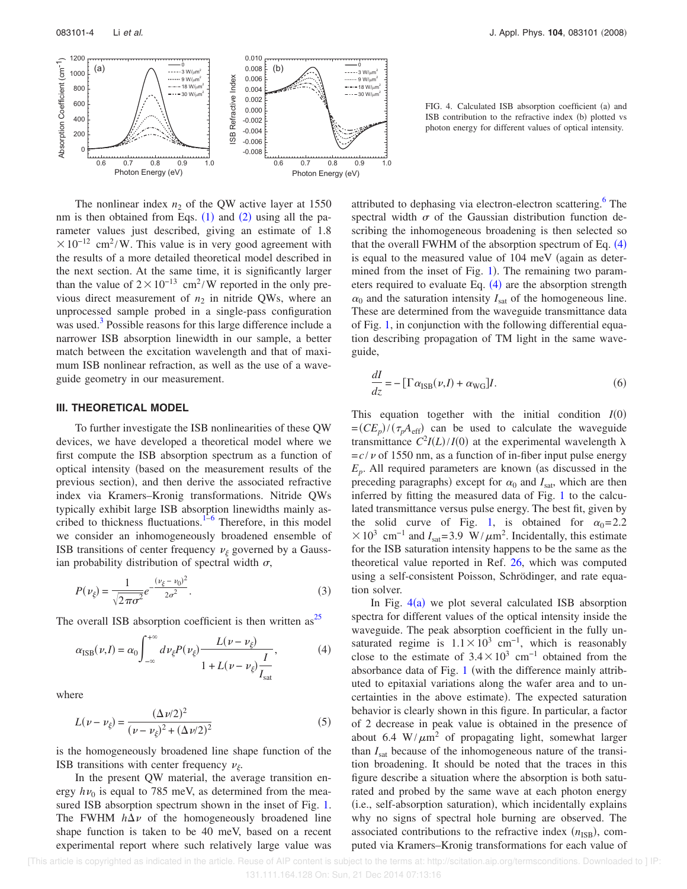FIG. 4. Calculated ISB absorption coefficient (a) and ISB contribution to the refractive index (b) plotted vs photon energy for different values of optical intensity.

The nonlinear index $n_2$ of the QW active layer at 1550 nm is then obtained from Eqs. (1) and (2) using all the parameter values just described, giving an estimate of $1.8 \times 10^{-12}$ cm$^2$/W. This value is in very good agreement with the results of a more detailed theoretical model described in the next section. At the same time, it is significantly larger than the value of $2 \times 10^{-13}$ cm$^2$/W reported in the only previous direct measurement of $n_2$ in nitride QWs, where an unprocessed sample probed in a single-pass configuration was used.[3] Possible reasons for this large difference include a narrower ISB absorption linewidth in our sample, a better match between the excitation wavelength and that of maximum ISB nonlinear refraction, as well as the use of a waveguide geometry in our measurement.

## III. THEORETICAL MODEL

To further investigate the ISB nonlinearities of these QW devices, we have developed a theoretical model where we first compute the ISB absorption spectrum as a function of optical intensity (based on the measurement results of the previous section), and then derive the associated refractive index via Kramers–Kronig transformations. Nitride QWs typically exhibit large ISB absorption linewidths mainly ascribed to thickness fluctuations.[1–6] Therefore, in this model we consider an inhomogeneously broadened ensemble of ISB transitions of center frequency $\nu_\xi$ governed by a Gaussian probability distribution of spectral width $\sigma$,

$$P(\nu_\xi) = \frac{1}{\sqrt{2\pi\sigma^2}} e^{-\frac{(\nu_\xi - \nu_0)^2}{2\sigma^2}}. \tag{3}$$

The overall ISB absorption coefficient is then written as[25]

$$\alpha_{\text{ISB}}(\nu, I) = \alpha_0 \int_{-\infty}^{+\infty} d\nu_\xi P(\nu_\xi) \frac{L(\nu - \nu_\xi)}{1 + L(\nu - \nu_\xi)\dfrac{I}{I_{\text{sat}}}}, \tag{4}$$

where

$$L(\nu - \nu_\xi) = \frac{(\Delta\nu/2)^2}{(\nu - \nu_\xi)^2 + (\Delta\nu/2)^2} \tag{5}$$

is the homogeneously broadened line shape function of the ISB transitions with center frequency $\nu_\xi$.

In the present QW material, the average transition energy $h\nu_0$ is equal to 785 meV, as determined from the measured ISB absorption spectrum shown in the inset of Fig. 1. The FWHM $h\Delta\nu$ of the homogeneously broadened line shape function is taken to be 40 meV, based on a recent experimental report where such relatively large value was attributed to dephasing via electron-electron scattering.[6] The spectral width $\sigma$ of the Gaussian distribution function describing the inhomogeneous broadening is then selected so that the overall FWHM of the absorption spectrum of Eq. (4) is equal to the measured value of 104 meV (again as determined from the inset of Fig. 1). The remaining two parameters required to evaluate Eq. (4) are the absorption strength $\alpha_0$ and the saturation intensity $I_{\text{sat}}$ of the homogeneous line. These are determined from the waveguide transmittance data of Fig. 1, in conjunction with the following differential equation describing propagation of TM light in the same waveguide,

$$\frac{dI}{dz} = -[\Gamma \alpha_{\text{ISB}}(\nu, I) + \alpha_{\text{WG}}]I. \tag{6}$$

This equation together with the initial condition $I(0) = (CE_p)/(\tau_p A_{\text{eff}})$ can be used to calculate the waveguide transmittance $C^2 I(L)/I(0)$ at the experimental wavelength $\lambda = c/\nu$ of 1550 nm, as a function of in-fiber input pulse energy $E_p$. All required parameters are known (as discussed in the preceding paragraphs) except for $\alpha_0$ and $I_{\text{sat}}$, which are then inferred by fitting the measured data of Fig. 1 to the calculated transmittance versus pulse energy. The best fit, given by the solid curve of Fig. 1, is obtained for $\alpha_0 = 2.2 \times 10^3$ cm$^{-1}$ and $I_{\text{sat}} = 3.9$ W/$\mu$m$^2$. Incidentally, this estimate for the ISB saturation intensity happens to be the same as the theoretical value reported in Ref. 26, which was computed using a self-consistent Poisson, Schrödinger, and rate equation solver.

In Fig. 4(a) we plot several calculated ISB absorption spectra for different values of the optical intensity inside the waveguide. The peak absorption coefficient in the fully unsaturated regime is $1.1 \times 10^3$ cm$^{-1}$, which is reasonably close to the estimate of $3.4 \times 10^3$ cm$^{-1}$ obtained from the absorbance data of Fig. 1 (with the difference mainly attributed to epitaxial variations along the wafer area and to uncertainties in the above estimate). The expected saturation behavior is clearly shown in this figure. In particular, a factor of 2 decrease in peak value is obtained in the presence of about 6.4 W/$\mu$m$^2$ of propagating light, somewhat larger than $I_{\text{sat}}$ because of the inhomogeneous nature of the transition broadening. It should be noted that the traces in this figure describe a situation where the absorption is both saturated and probed by the same wave at each photon energy (i.e., self-absorption saturation), which incidentally explains why no signs of spectral hole burning are observed. The associated contributions to the refractive index ($n_{\text{ISB}}$), computed via Kramers–Kronig transformations for each value of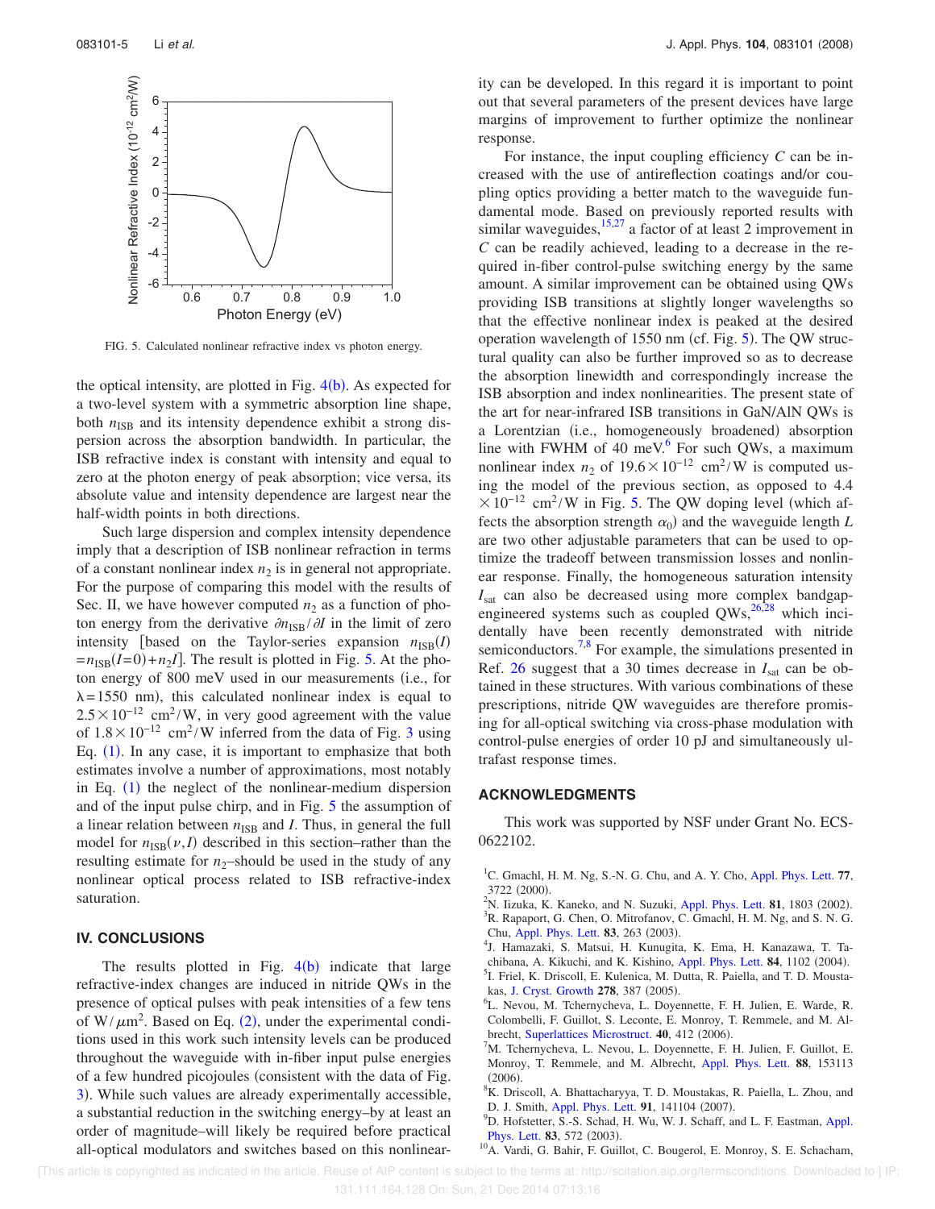FIG. 5. Calculated nonlinear refractive index vs photon energy.

the optical intensity, are plotted in Fig. 4(b). As expected for a two-level system with a symmetric absorption line shape, both $n_{ISB}$ and its intensity dependence exhibit a strong dispersion across the absorption bandwidth. In particular, the ISB refractive index is constant with intensity and equal to zero at the photon energy of peak absorption; vice versa, its absolute value and intensity dependence are largest near the half-width points in both directions.

Such large dispersion and complex intensity dependence imply that a description of ISB nonlinear refraction in terms of a constant nonlinear index $n_2$ is in general not appropriate. For the purpose of comparing this model with the results of Sec. II, we have however computed $n_2$ as a function of photon energy from the derivative $\partial n_{ISB}/\partial I$ in the limit of zero intensity [based on the Taylor-series expansion $n_{ISB}(I) = n_{ISB}(I=0) + n_2 I$]. The result is plotted in Fig. 5. At the photon energy of 800 meV used in our measurements (i.e., for $\lambda = 1550$ nm), this calculated nonlinear index is equal to $2.5 \times 10^{-12}$ cm$^2$/W, in very good agreement with the value of $1.8 \times 10^{-12}$ cm$^2$/W inferred from the data of Fig. 3 using Eq. (1). In any case, it is important to emphasize that both estimates involve a number of approximations, most notably in Eq. (1) the neglect of the nonlinear-medium dispersion and of the input pulse chirp, and in Fig. 5 the assumption of a linear relation between $n_{ISB}$ and $I$. Thus, in general the full model for $n_{ISB}(\nu, I)$ described in this section–rather than the resulting estimate for $n_2$–should be used in the study of any nonlinear optical process related to ISB refractive-index saturation.

## IV. CONCLUSIONS

The results plotted in Fig. 4(b) indicate that large refractive-index changes are induced in nitride QWs in the presence of optical pulses with peak intensities of a few tens of W/$\mu$m$^2$. Based on Eq. (2), under the experimental conditions used in this work such intensity levels can be produced throughout the waveguide with in-fiber input pulse energies of a few hundred picojoules (consistent with the data of Fig. 3). While such values are already experimentally accessible, a substantial reduction in the switching energy–by at least an order of magnitude–will likely be required before practical all-optical modulators and switches based on this nonlinearity can be developed. In this regard it is important to point out that several parameters of the present devices have large margins of improvement to further optimize the nonlinear response.

For instance, the input coupling efficiency $C$ can be increased with the use of antireflection coatings and/or coupling optics providing a better match to the waveguide fundamental mode. Based on previously reported results with similar waveguides,[15,27] a factor of at least 2 improvement in $C$ can be readily achieved, leading to a decrease in the required in-fiber control-pulse switching energy by the same amount. A similar improvement can be obtained using QWs providing ISB transitions at slightly longer wavelengths so that the effective nonlinear index is peaked at the desired operation wavelength of 1550 nm (cf. Fig. 5). The QW structural quality can also be further improved so as to decrease the absorption linewidth and correspondingly increase the ISB absorption and index nonlinearities. The present state of the art for near-infrared ISB transitions in GaN/AlN QWs is a Lorentzian (i.e., homogeneously broadened) absorption line with FWHM of 40 meV.[6] For such QWs, a maximum nonlinear index $n_2$ of $19.6 \times 10^{-12}$ cm$^2$/W is computed using the model of the previous section, as opposed to $4.4 \times 10^{-12}$ cm$^2$/W in Fig. 5. The QW doping level (which affects the absorption strength $\alpha_0$) and the waveguide length $L$ are two other adjustable parameters that can be used to optimize the tradeoff between transmission losses and nonlinear response. Finally, the homogeneous saturation intensity $I_{sat}$ can also be decreased using more complex bandgap-engineered systems such as coupled QWs,[26,28] which incidentally have been recently demonstrated with nitride semiconductors.[7,8] For example, the simulations presented in Ref. 26 suggest that a 30 times decrease in $I_{sat}$ can be obtained in these structures. With various combinations of these prescriptions, nitride QW waveguides are therefore promising for all-optical switching via cross-phase modulation with control-pulse energies of order 10 pJ and simultaneously ultrafast response times.

## ACKNOWLEDGMENTS

This work was supported by NSF under Grant No. ECS-0622102.

[1] C. Gmachl, H. M. Ng, S.-N. G. Chu, and A. Y. Cho, Appl. Phys. Lett. **77**, 3722 (2000).
[2] N. Iizuka, K. Kaneko, and N. Suzuki, Appl. Phys. Lett. **81**, 1803 (2002).
[3] R. Rapaport, G. Chen, O. Mitrofanov, C. Gmachl, H. M. Ng, and S. N. G. Chu, Appl. Phys. Lett. **83**, 263 (2003).
[4] J. Hamazaki, S. Matsui, H. Kunugita, K. Ema, H. Kanazawa, T. Tachibana, A. Kikuchi, and K. Kishino, Appl. Phys. Lett. **84**, 1102 (2004).
[5] I. Friel, K. Driscoll, E. Kulenica, M. Dutta, R. Paiella, and T. D. Moustakas, J. Cryst. Growth **278**, 387 (2005).
[6] L. Nevou, M. Tchernycheva, L. Doyennette, F. H. Julien, E. Warde, R. Colombelli, F. Guillot, S. Leconte, E. Monroy, T. Remmele, and M. Albrecht, Superlattices Microstruct. **40**, 412 (2006).
[7] M. Tchernycheva, L. Nevou, L. Doyennette, F. H. Julien, F. Guillot, E. Monroy, T. Remmele, and M. Albrecht, Appl. Phys. Lett. **88**, 153113 (2006).
[8] K. Driscoll, A. Bhattacharyya, T. D. Moustakas, R. Paiella, L. Zhou, and D. J. Smith, Appl. Phys. Lett. **91**, 141104 (2007).
[9] D. Hofstetter, S.-S. Schad, H. Wu, W. J. Schaff, and L. F. Eastman, Appl. Phys. Lett. **83**, 572 (2003).
[10] A. Vardi, G. Bahir, F. Guillot, C. Bougerol, E. Monroy, S. E. Schacham,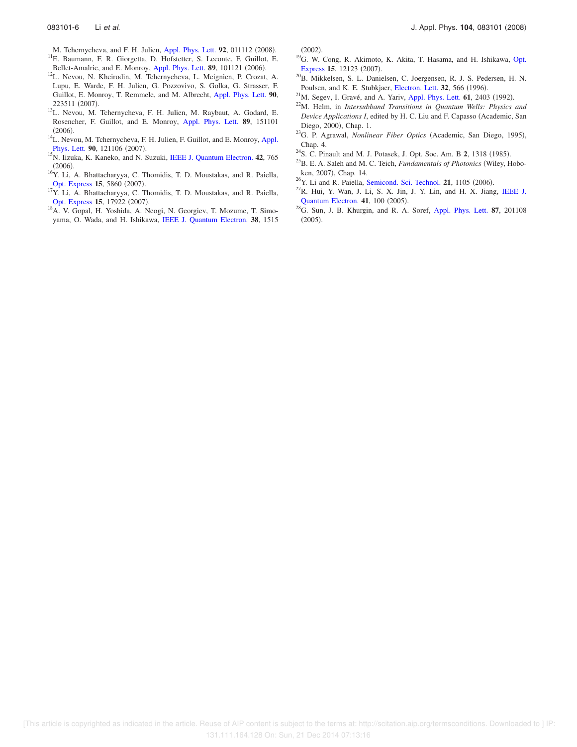M. Tchernycheva, and F. H. Julien, Appl. Phys. Lett. **92**, 011112 (2008).

[11] E. Baumann, F. R. Giorgetta, D. Hofstetter, S. Leconte, F. Guillot, E. Bellet-Amalric, and E. Monroy, Appl. Phys. Lett. **89**, 101121 (2006).

[12] L. Nevou, N. Kheirodin, M. Tchernycheva, L. Meignien, P. Crozat, A. Lupu, E. Warde, F. H. Julien, G. Pozzovivo, S. Golka, G. Strasser, F. Guillot, E. Monroy, T. Remmele, and M. Albrecht, Appl. Phys. Lett. **90**, 223511 (2007).

[13] L. Nevou, M. Tchernycheva, F. H. Julien, M. Raybaut, A. Godard, E. Rosencher, F. Guillot, and E. Monroy, Appl. Phys. Lett. **89**, 151101 (2006).

[14] L. Nevou, M. Tchernycheva, F. H. Julien, F. Guillot, and E. Monroy, Appl. Phys. Lett. **90**, 121106 (2007).

[15] N. Iizuka, K. Kaneko, and N. Suzuki, IEEE J. Quantum Electron. **42**, 765 (2006).

[16] Y. Li, A. Bhattacharyya, C. Thomidis, T. D. Moustakas, and R. Paiella, Opt. Express **15**, 5860 (2007).

[17] Y. Li, A. Bhattacharyya, C. Thomidis, T. D. Moustakas, and R. Paiella, Opt. Express **15**, 17922 (2007).

[18] A. V. Gopal, H. Yoshida, A. Neogi, N. Georgiev, T. Mozume, T. Simoyama, O. Wada, and H. Ishikawa, IEEE J. Quantum Electron. **38**, 1515 (2002).

[19] G. W. Cong, R. Akimoto, K. Akita, T. Hasama, and H. Ishikawa, Opt. Express **15**, 12123 (2007).

[20] B. Mikkelsen, S. L. Danielsen, C. Joergensen, R. J. S. Pedersen, H. N. Poulsen, and K. E. Stubkjaer, Electron. Lett. **32**, 566 (1996).

[21] M. Segev, I. Gravé, and A. Yariv, Appl. Phys. Lett. **61**, 2403 (1992).

[22] M. Helm, in *Intersubband Transitions in Quantum Wells: Physics and Device Applications I*, edited by H. C. Liu and F. Capasso (Academic, San Diego, 2000), Chap. 1.

[23] G. P. Agrawal, *Nonlinear Fiber Optics* (Academic, San Diego, 1995), Chap. 4.

[24] S. C. Pinault and M. J. Potasek, J. Opt. Soc. Am. B **2**, 1318 (1985).

[25] B. E. A. Saleh and M. C. Teich, *Fundamentals of Photonics* (Wiley, Hoboken, 2007), Chap. 14.

[26] Y. Li and R. Paiella, Semicond. Sci. Technol. **21**, 1105 (2006).

[27] R. Hui, Y. Wan, J. Li, S. X. Jin, J. Y. Lin, and H. X. Jiang, IEEE J. Quantum Electron. **41**, 100 (2005).

[28] G. Sun, J. B. Khurgin, and R. A. Soref, Appl. Phys. Lett. **87**, 201108 (2005).